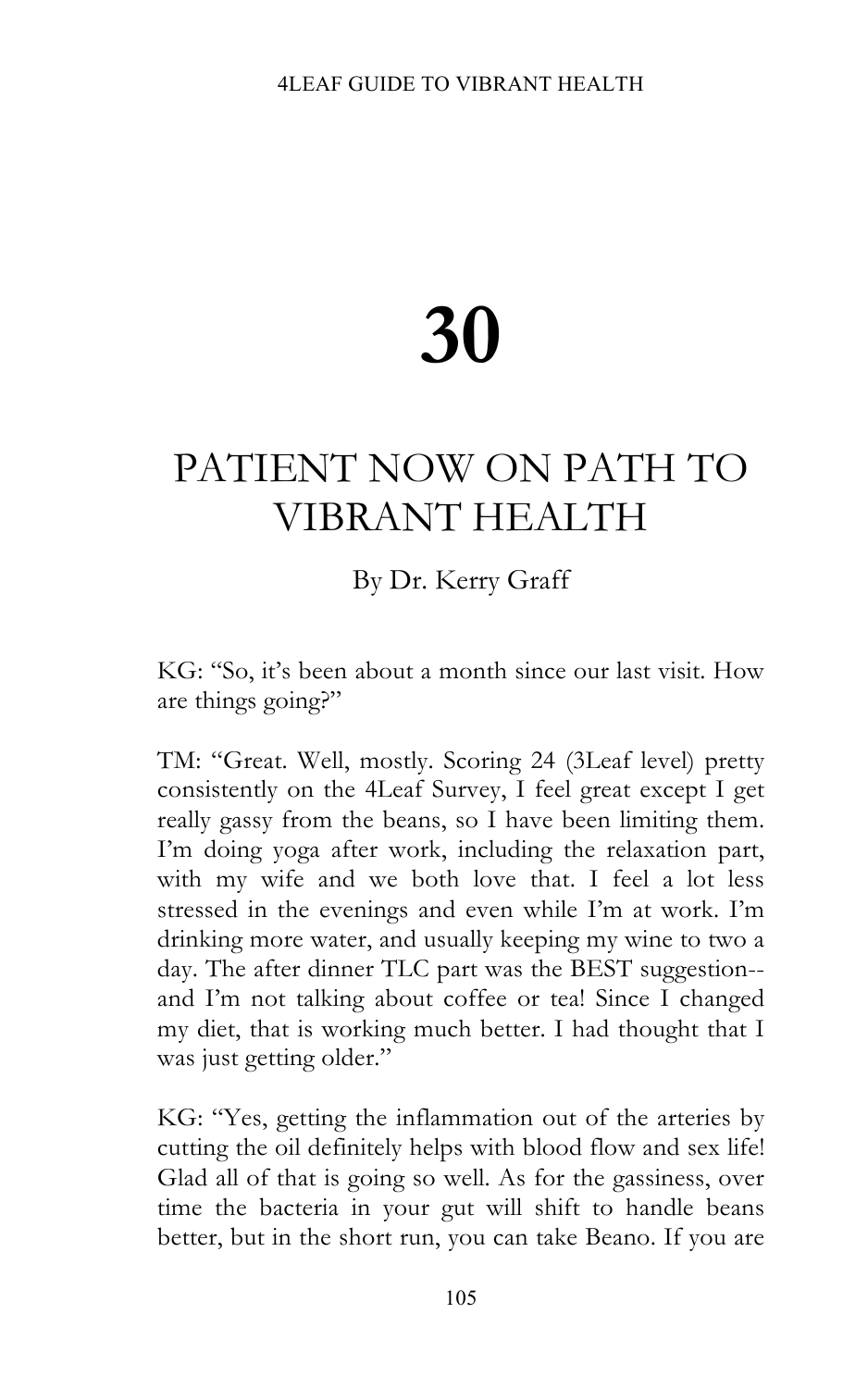# 30

# PATIENT NOW ON PATH TO VIBRANT HEALTH

By Dr. Kerry Graff

KG: "So, it's been about a month since our last visit. How are things going?"

TM: "Great. Well, mostly. Scoring 24 (3Leaf level) pretty consistently on the 4Leaf Survey, I feel great except I get really gassy from the beans, so I have been limiting them. I'm doing yoga after work, including the relaxation part, with my wife and we both love that. I feel a lot less stressed in the evenings and even while I'm at work. I'm drinking more water, and usually keeping my wine to two a day. The after dinner TLC part was the BEST suggestion--and I'm not talking about coffee or tea! Since I changed my diet, that is working much better. I had thought that I was just getting older."

KG: "Yes, getting the inflammation out of the arteries by cutting the oil definitely helps with blood flow and sex life! Glad all of that is going so well. As for the gassiness, over time the bacteria in your gut will shift to handle beans better, but in the short run, you can take Beano. If you are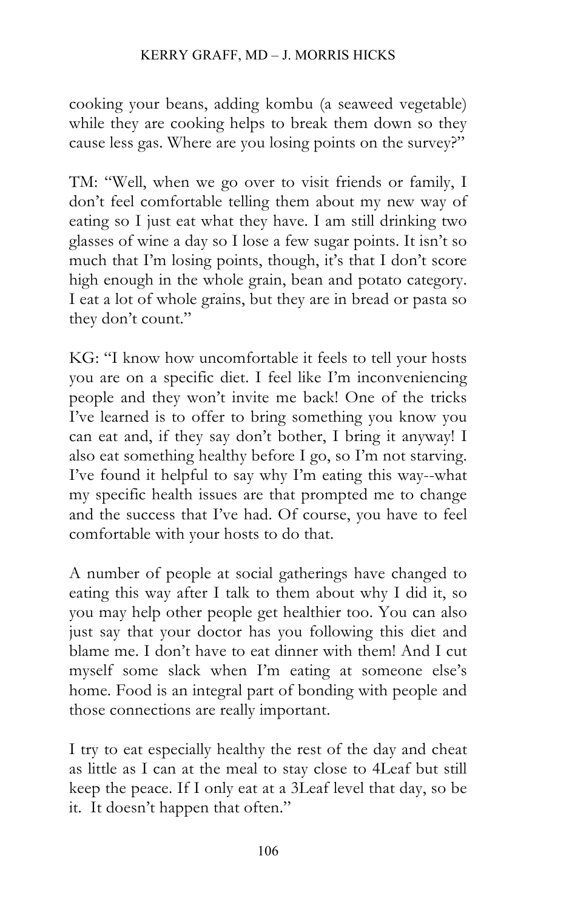cooking your beans, adding kombu (a seaweed vegetable) while they are cooking helps to break them down so they cause less gas. Where are you losing points on the survey?"

TM: "Well, when we go over to visit friends or family, I don't feel comfortable telling them about my new way of eating so I just eat what they have. I am still drinking two glasses of wine a day so I lose a few sugar points. It isn't so much that I'm losing points, though, it's that I don't score high enough in the whole grain, bean and potato category. I eat a lot of whole grains, but they are in bread or pasta so they don't count."

KG: "I know how uncomfortable it feels to tell your hosts you are on a specific diet. I feel like I'm inconveniencing people and they won't invite me back! One of the tricks I've learned is to offer to bring something you know you can eat and, if they say don't bother, I bring it anyway! I also eat something healthy before I go, so I'm not starving. I've found it helpful to say why I'm eating this way--what my specific health issues are that prompted me to change and the success that I've had. Of course, you have to feel comfortable with your hosts to do that.

A number of people at social gatherings have changed to eating this way after I talk to them about why I did it, so you may help other people get healthier too. You can also just say that your doctor has you following this diet and blame me. I don't have to eat dinner with them! And I cut myself some slack when I'm eating at someone else's home. Food is an integral part of bonding with people and those connections are really important.

I try to eat especially healthy the rest of the day and cheat as little as I can at the meal to stay close to 4Leaf but still keep the peace. If I only eat at a 3Leaf level that day, so be it. It doesn't happen that often."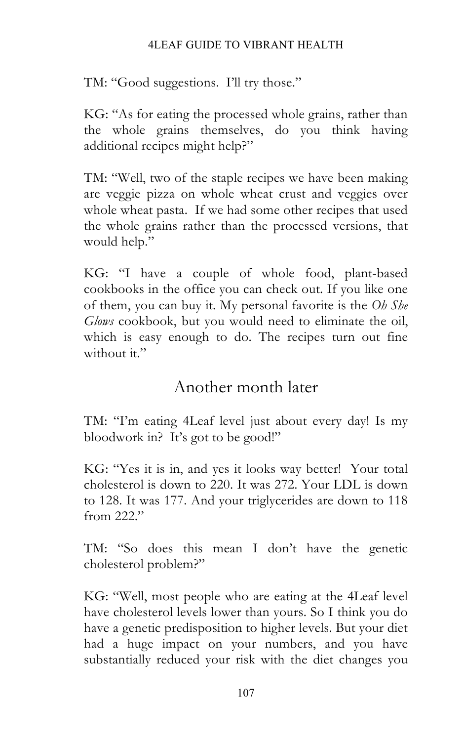TM: "Good suggestions. I'll try those."

KG: "As for eating the processed whole grains, rather than the whole grains themselves, do you think having additional recipes might help?"

TM: "Well, two of the staple recipes we have been making are veggie pizza on whole wheat crust and veggies over whole wheat pasta. If we had some other recipes that used the whole grains rather than the processed versions, that would help."

KG: "I have a couple of whole food, plant-based cookbooks in the office you can check out. If you like one of them, you can buy it. My personal favorite is the *Oh She Glows* cookbook, but you would need to eliminate the oil, which is easy enough to do. The recipes turn out fine without it."

## Another month later

TM: "I'm eating 4Leaf level just about every day! Is my bloodwork in? It's got to be good!"

KG: "Yes it is in, and yes it looks way better! Your total cholesterol is down to 220. It was 272. Your LDL is down to 128. It was 177. And your triglycerides are down to 118 from 222."

TM: "So does this mean I don't have the genetic cholesterol problem?"

KG: "Well, most people who are eating at the 4Leaf level have cholesterol levels lower than yours. So I think you do have a genetic predisposition to higher levels. But your diet had a huge impact on your numbers, and you have substantially reduced your risk with the diet changes you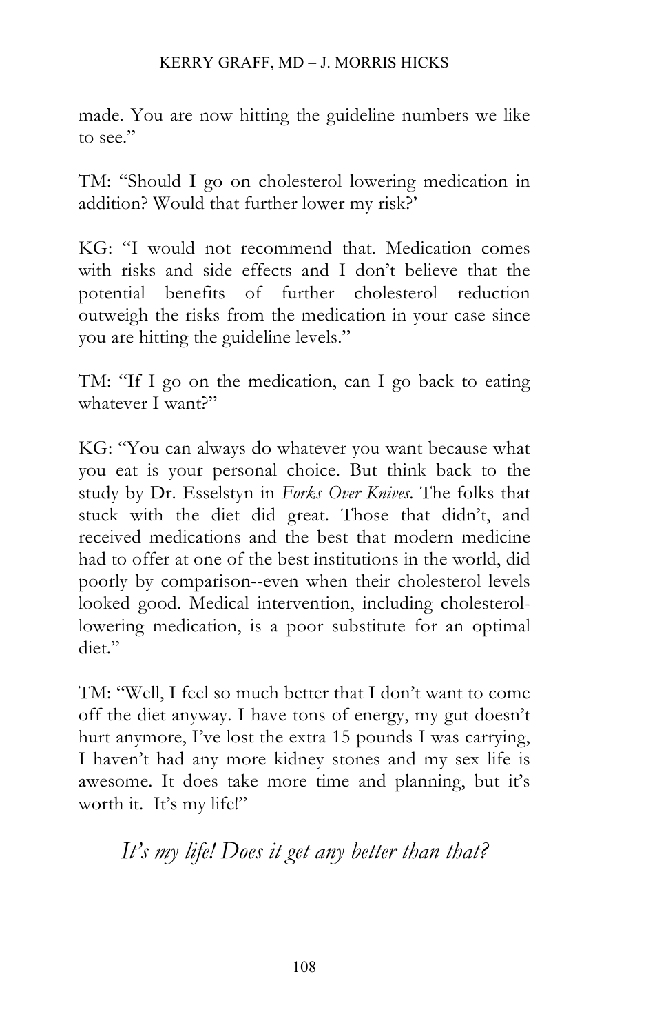made. You are now hitting the guideline numbers we like to see."

TM: "Should I go on cholesterol lowering medication in addition? Would that further lower my risk?'

KG: "I would not recommend that. Medication comes with risks and side effects and I don't believe that the potential benefits of further cholesterol reduction outweigh the risks from the medication in your case since you are hitting the guideline levels."

TM: "If I go on the medication, can I go back to eating whatever I want?"

KG: "You can always do whatever you want because what you eat is your personal choice. But think back to the study by Dr. Esselstyn in *Forks Over Knives*. The folks that stuck with the diet did great. Those that didn't, and received medications and the best that modern medicine had to offer at one of the best institutions in the world, did poorly by comparison--even when their cholesterol levels looked good. Medical intervention, including cholesterol-lowering medication, is a poor substitute for an optimal diet."

TM: "Well, I feel so much better that I don't want to come off the diet anyway. I have tons of energy, my gut doesn't hurt anymore, I've lost the extra 15 pounds I was carrying, I haven't had any more kidney stones and my sex life is awesome. It does take more time and planning, but it's worth it. It's my life!"

*It's my life! Does it get any better than that?*